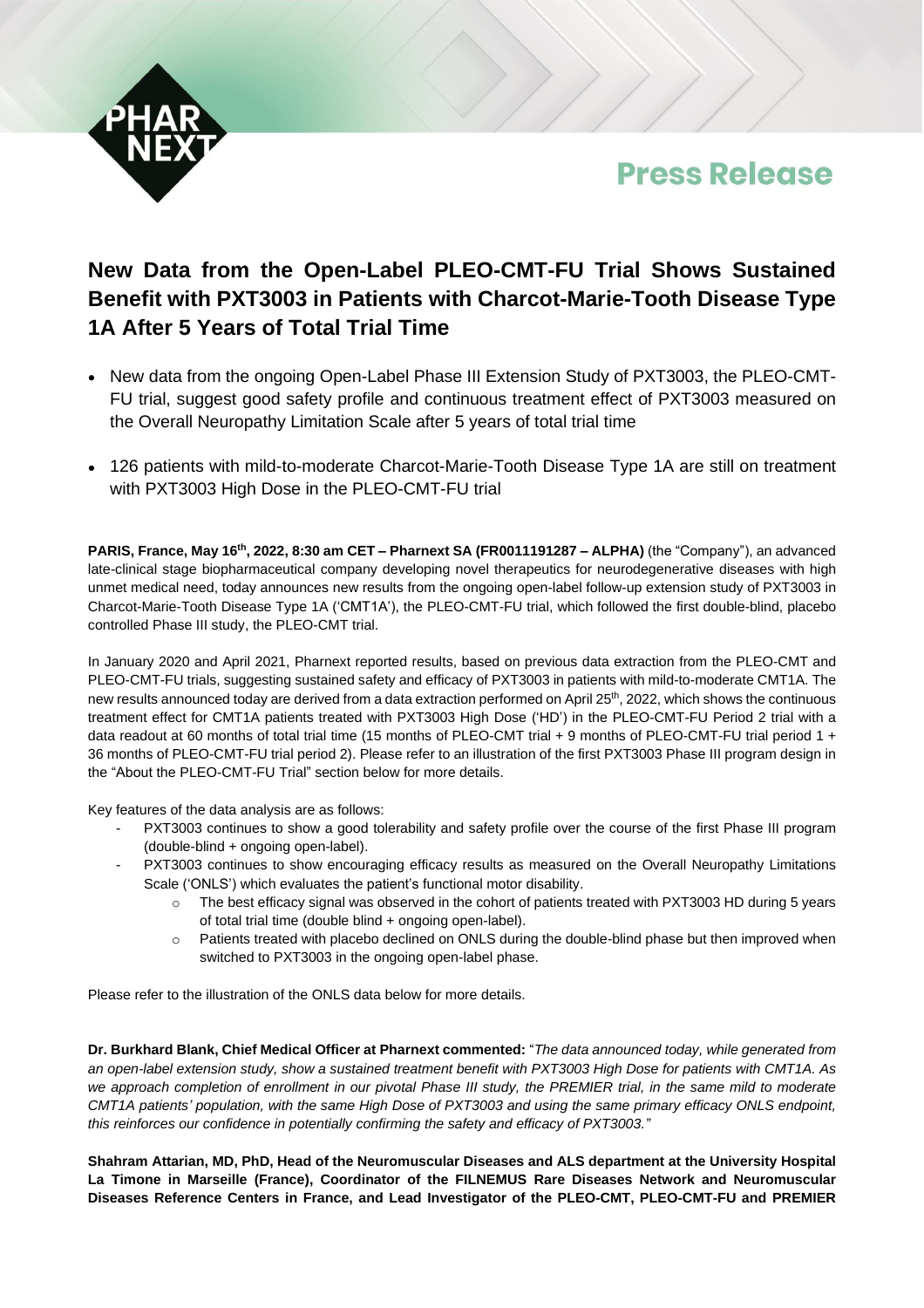Press Release

# New Data from the Open-Label PLEO-CMT-FU Trial Shows Sustained Benefit with PXT3003 in Patients with Charcot-Marie-Tooth Disease Type 1A After 5 Years of Total Trial Time

- New data from the ongoing Open-Label Phase III Extension Study of PXT3003, the PLEO-CMT-FU trial, suggest good safety profile and continuous treatment effect of PXT3003 measured on the Overall Neuropathy Limitation Scale after 5 years of total trial time
- 126 patients with mild-to-moderate Charcot-Marie-Tooth Disease Type 1A are still on treatment with PXT3003 High Dose in the PLEO-CMT-FU trial

**PARIS, France, May 16th, 2022, 8:30 am CET – Pharnext SA (FR0011191287 – ALPHA)** (the "Company"), an advanced late-clinical stage biopharmaceutical company developing novel therapeutics for neurodegenerative diseases with high unmet medical need, today announces new results from the ongoing open-label follow-up extension study of PXT3003 in Charcot-Marie-Tooth Disease Type 1A ('CMT1A'), the PLEO-CMT-FU trial, which followed the first double-blind, placebo controlled Phase III study, the PLEO-CMT trial.

In January 2020 and April 2021, Pharnext reported results, based on previous data extraction from the PLEO-CMT and PLEO-CMT-FU trials, suggesting sustained safety and efficacy of PXT3003 in patients with mild-to-moderate CMT1A. The new results announced today are derived from a data extraction performed on April 25th, 2022, which shows the continuous treatment effect for CMT1A patients treated with PXT3003 High Dose ('HD') in the PLEO-CMT-FU Period 2 trial with a data readout at 60 months of total trial time (15 months of PLEO-CMT trial + 9 months of PLEO-CMT-FU trial period 1 + 36 months of PLEO-CMT-FU trial period 2). Please refer to an illustration of the first PXT3003 Phase III program design in the "About the PLEO-CMT-FU Trial" section below for more details.

Key features of the data analysis are as follows:

- PXT3003 continues to show a good tolerability and safety profile over the course of the first Phase III program (double-blind + ongoing open-label).
- PXT3003 continues to show encouraging efficacy results as measured on the Overall Neuropathy Limitations Scale ('ONLS') which evaluates the patient's functional motor disability.
  - The best efficacy signal was observed in the cohort of patients treated with PXT3003 HD during 5 years of total trial time (double blind + ongoing open-label).
  - Patients treated with placebo declined on ONLS during the double-blind phase but then improved when switched to PXT3003 in the ongoing open-label phase.

Please refer to the illustration of the ONLS data below for more details.

**Dr. Burkhard Blank, Chief Medical Officer at Pharnext commented:** "*The data announced today, while generated from an open-label extension study, show a sustained treatment benefit with PXT3003 High Dose for patients with CMT1A. As we approach completion of enrollment in our pivotal Phase III study, the PREMIER trial, in the same mild to moderate CMT1A patients' population, with the same High Dose of PXT3003 and using the same primary efficacy ONLS endpoint, this reinforces our confidence in potentially confirming the safety and efficacy of PXT3003.*"

**Shahram Attarian, MD, PhD, Head of the Neuromuscular Diseases and ALS department at the University Hospital La Timone in Marseille (France), Coordinator of the FILNEMUS Rare Diseases Network and Neuromuscular Diseases Reference Centers in France, and Lead Investigator of the PLEO-CMT, PLEO-CMT-FU and PREMIER**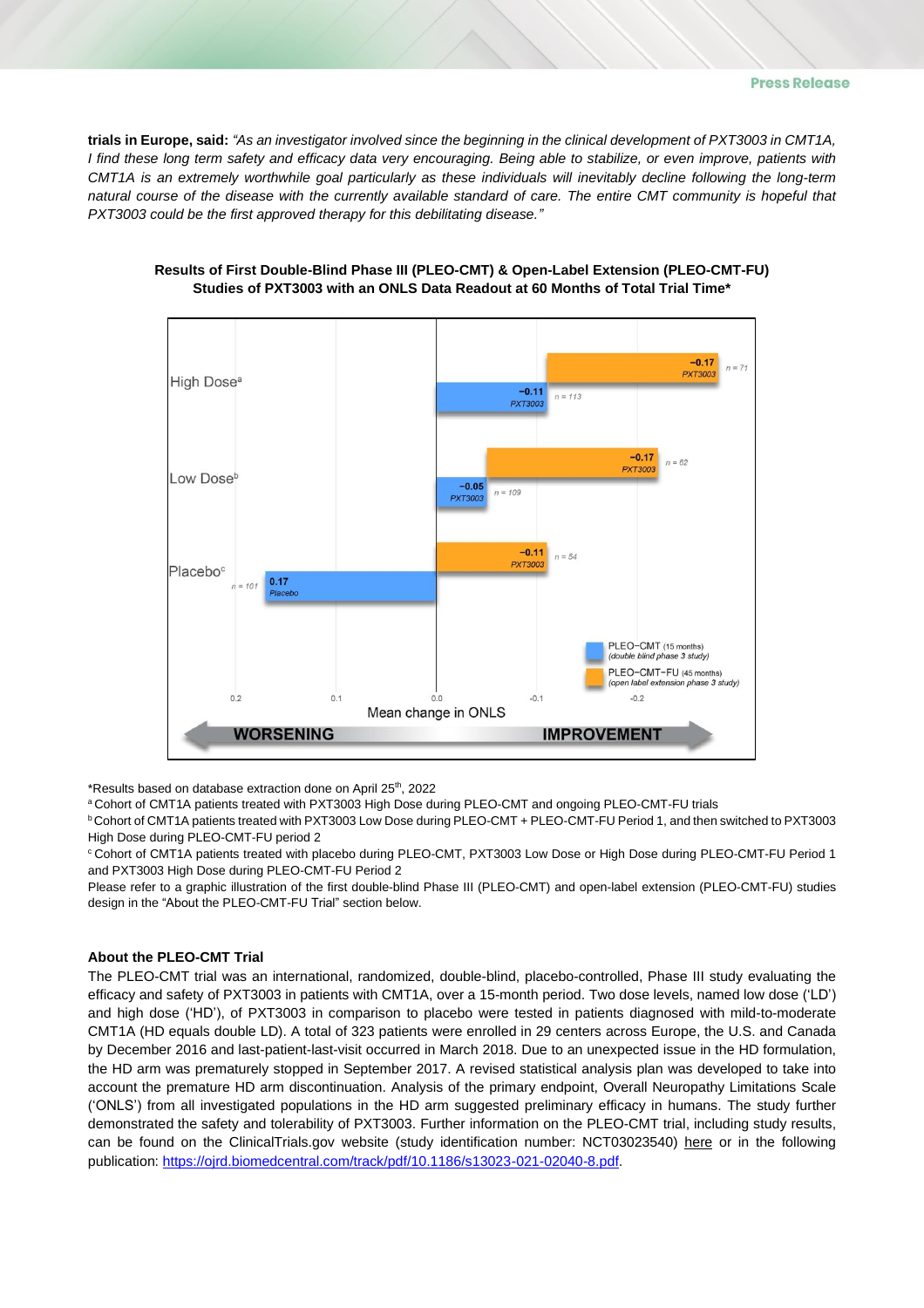**trials in Europe, said:** *"As an investigator involved since the beginning in the clinical development of PXT3003 in CMT1A, I find these long term safety and efficacy data very encouraging. Being able to stabilize, or even improve, patients with CMT1A is an extremely worthwhile goal particularly as these individuals will inevitably decline following the long-term natural course of the disease with the currently available standard of care. The entire CMT community is hopeful that PXT3003 could be the first approved therapy for this debilitating disease."*

**Results of First Double-Blind Phase III (PLEO-CMT) & Open-Label Extension (PLEO-CMT-FU) Studies of PXT3003 with an ONLS Data Readout at 60 Months of Total Trial Time***

| Cohort | PLEO-CMT (15 months) (double blind phase 3 study) | PLEO-CMT-FU (45 months) (open label extension phase 3 study) |
|---|---|---|
| High Dose[a] | −0.11 PXT3003 (n = 113) | −0.17 PXT3003 (n = 71) |
| Low Dose[b] | −0.05 PXT3003 (n = 109) | −0.17 PXT3003 (n = 62) |
| Placebo[c] | 0.17 Placebo (n = 101) | −0.11 PXT3003 (n = 54) |

Mean change in ONLS — WORSENING / IMPROVEMENT

*Results based on database extraction done on April 25th, 2022

[a] Cohort of CMT1A patients treated with PXT3003 High Dose during PLEO-CMT and ongoing PLEO-CMT-FU trials

[b] Cohort of CMT1A patients treated with PXT3003 Low Dose during PLEO-CMT + PLEO-CMT-FU Period 1, and then switched to PXT3003 High Dose during PLEO-CMT-FU period 2

[c] Cohort of CMT1A patients treated with placebo during PLEO-CMT, PXT3003 Low Dose or High Dose during PLEO-CMT-FU Period 1 and PXT3003 High Dose during PLEO-CMT-FU Period 2

Please refer to a graphic illustration of the first double-blind Phase III (PLEO-CMT) and open-label extension (PLEO-CMT-FU) studies design in the "About the PLEO-CMT-FU Trial" section below.

### About the PLEO-CMT Trial

The PLEO-CMT trial was an international, randomized, double-blind, placebo-controlled, Phase III study evaluating the efficacy and safety of PXT3003 in patients with CMT1A, over a 15-month period. Two dose levels, named low dose ('LD') and high dose ('HD'), of PXT3003 in comparison to placebo were tested in patients diagnosed with mild-to-moderate CMT1A (HD equals double LD). A total of 323 patients were enrolled in 29 centers across Europe, the U.S. and Canada by December 2016 and last-patient-last-visit occurred in March 2018. Due to an unexpected issue in the HD formulation, the HD arm was prematurely stopped in September 2017. A revised statistical analysis plan was developed to take into account the premature HD arm discontinuation. Analysis of the primary endpoint, Overall Neuropathy Limitations Scale ('ONLS') from all investigated populations in the HD arm suggested preliminary efficacy in humans. The study further demonstrated the safety and tolerability of PXT3003. Further information on the PLEO-CMT trial, including study results, can be found on the ClinicalTrials.gov website (study identification number: NCT03023540) here or in the following publication: https://ojrd.biomedcentral.com/track/pdf/10.1186/s13023-021-02040-8.pdf.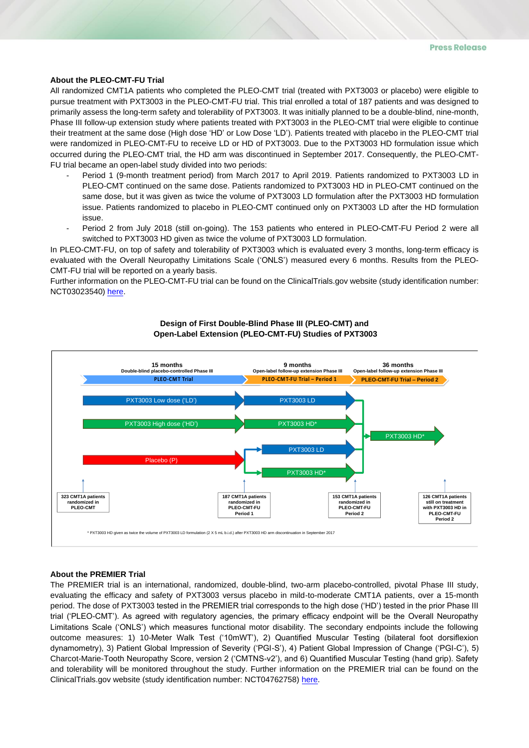## About the PLEO-CMT-FU Trial

All randomized CMT1A patients who completed the PLEO-CMT trial (treated with PXT3003 or placebo) were eligible to pursue treatment with PXT3003 in the PLEO-CMT-FU trial. This trial enrolled a total of 187 patients and was designed to primarily assess the long-term safety and tolerability of PXT3003. It was initially planned to be a double-blind, nine-month, Phase III follow-up extension study where patients treated with PXT3003 in the PLEO-CMT trial were eligible to continue their treatment at the same dose (High dose 'HD' or Low Dose 'LD'). Patients treated with placebo in the PLEO-CMT trial were randomized in PLEO-CMT-FU to receive LD or HD of PXT3003. Due to the PXT3003 HD formulation issue which occurred during the PLEO-CMT trial, the HD arm was discontinued in September 2017. Consequently, the PLEO-CMT-FU trial became an open-label study divided into two periods:

- Period 1 (9-month treatment period) from March 2017 to April 2019. Patients randomized to PXT3003 LD in PLEO-CMT continued on the same dose. Patients randomized to PXT3003 HD in PLEO-CMT continued on the same dose, but it was given as twice the volume of PXT3003 LD formulation after the PXT3003 HD formulation issue. Patients randomized to placebo in PLEO-CMT continued only on PXT3003 LD after the HD formulation issue.
- Period 2 from July 2018 (still on-going). The 153 patients who entered in PLEO-CMT-FU Period 2 were all switched to PXT3003 HD given as twice the volume of PXT3003 LD formulation.

In PLEO-CMT-FU, on top of safety and tolerability of PXT3003 which is evaluated every 3 months, long-term efficacy is evaluated with the Overall Neuropathy Limitations Scale ('ONLS') measured every 6 months. Results from the PLEO-CMT-FU trial will be reported on a yearly basis.

Further information on the PLEO-CMT-FU trial can be found on the ClinicalTrials.gov website (study identification number: NCT03023540) here.

**Design of First Double-Blind Phase III (PLEO-CMT) and Open-Label Extension (PLEO-CMT-FU) Studies of PXT3003**

15 months
Double-blind placebo-controlled Phase III
PLEO-CMT Trial

9 months
Open-label follow-up extension Phase III
PLEO-CMT-FU Trial – Period 1

36 months
Open-label follow-up extension Phase III
PLEO-CMT-FU Trial – Period 2

PXT3003 Low dose ('LD') → PXT3003 LD
PXT3003 High dose ('HD') → PXT3003 HD*
Placebo (P) → PXT3003 LD / PXT3003 HD*
→ PXT3003 HD*

323 CMT1A patients randomized in PLEO-CMT

187 CMT1A patients randomized in PLEO-CMT-FU Period 1

153 CMT1A patients randomized in PLEO-CMT-FU Period 2

126 CMT1A patients still on treatment with PXT3003 HD in PLEO-CMT-FU Period 2

\* PXT3003 HD given as twice the volume of PXT3003 LD formulation (2 X 5 mL b.i.d.) after PXT3003 HD arm discontinuation in September 2017

## About the PREMIER Trial

The PREMIER trial is an international, randomized, double-blind, two-arm placebo-controlled, pivotal Phase III study, evaluating the efficacy and safety of PXT3003 versus placebo in mild-to-moderate CMT1A patients, over a 15-month period. The dose of PXT3003 tested in the PREMIER trial corresponds to the high dose ('HD') tested in the prior Phase III trial ('PLEO-CMT'). As agreed with regulatory agencies, the primary efficacy endpoint will be the Overall Neuropathy Limitations Scale ('ONLS') which measures functional motor disability. The secondary endpoints include the following outcome measures: 1) 10-Meter Walk Test ('10mWT'), 2) Quantified Muscular Testing (bilateral foot dorsiflexion dynamometry), 3) Patient Global Impression of Severity ('PGI-S'), 4) Patient Global Impression of Change ('PGI-C'), 5) Charcot-Marie-Tooth Neuropathy Score, version 2 ('CMTNS-v2'), and 6) Quantified Muscular Testing (hand grip). Safety and tolerability will be monitored throughout the study. Further information on the PREMIER trial can be found on the ClinicalTrials.gov website (study identification number: NCT04762758) here.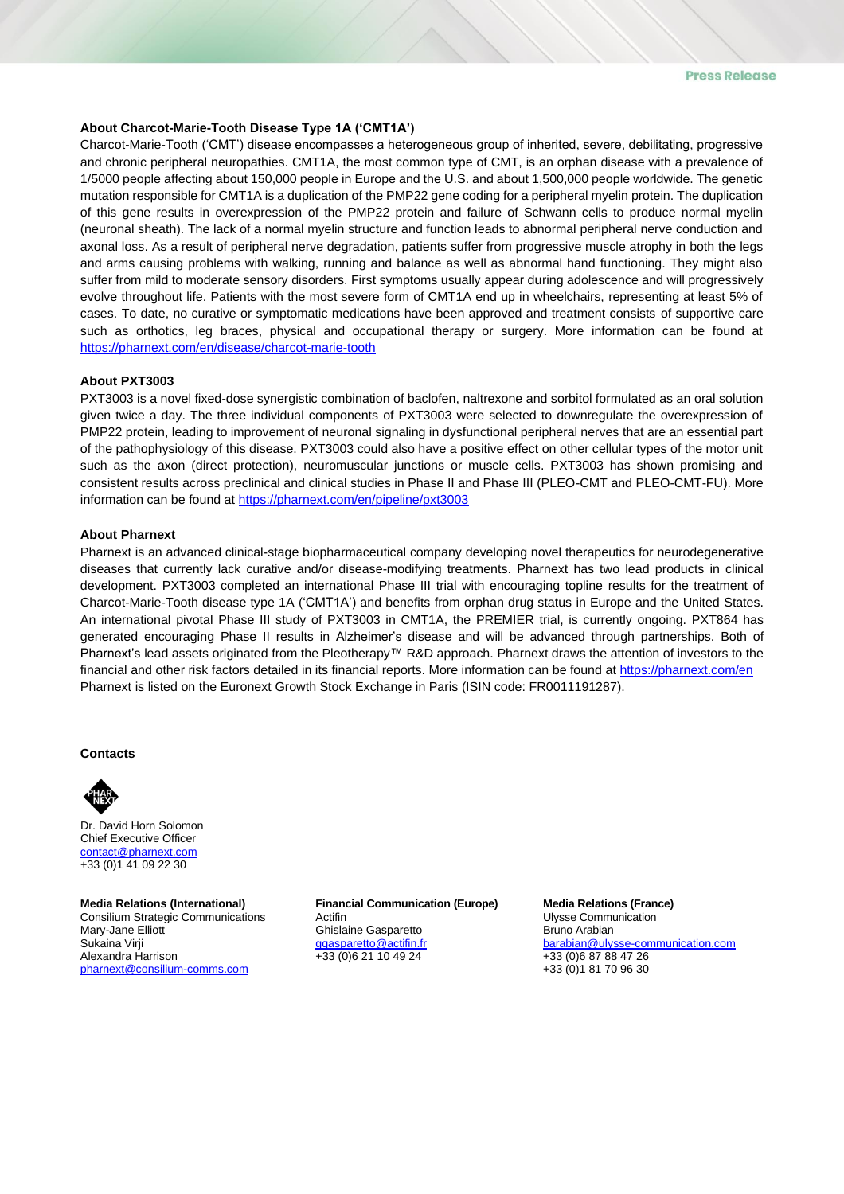### About Charcot-Marie-Tooth Disease Type 1A ('CMT1A')

Charcot-Marie-Tooth ('CMT') disease encompasses a heterogeneous group of inherited, severe, debilitating, progressive and chronic peripheral neuropathies. CMT1A, the most common type of CMT, is an orphan disease with a prevalence of 1/5000 people affecting about 150,000 people in Europe and the U.S. and about 1,500,000 people worldwide. The genetic mutation responsible for CMT1A is a duplication of the PMP22 gene coding for a peripheral myelin protein. The duplication of this gene results in overexpression of the PMP22 protein and failure of Schwann cells to produce normal myelin (neuronal sheath). The lack of a normal myelin structure and function leads to abnormal peripheral nerve conduction and axonal loss. As a result of peripheral nerve degradation, patients suffer from progressive muscle atrophy in both the legs and arms causing problems with walking, running and balance as well as abnormal hand functioning. They might also suffer from mild to moderate sensory disorders. First symptoms usually appear during adolescence and will progressively evolve throughout life. Patients with the most severe form of CMT1A end up in wheelchairs, representing at least 5% of cases. To date, no curative or symptomatic medications have been approved and treatment consists of supportive care such as orthotics, leg braces, physical and occupational therapy or surgery. More information can be found at https://pharnext.com/en/disease/charcot-marie-tooth

### About PXT3003

PXT3003 is a novel fixed-dose synergistic combination of baclofen, naltrexone and sorbitol formulated as an oral solution given twice a day. The three individual components of PXT3003 were selected to downregulate the overexpression of PMP22 protein, leading to improvement of neuronal signaling in dysfunctional peripheral nerves that are an essential part of the pathophysiology of this disease. PXT3003 could also have a positive effect on other cellular types of the motor unit such as the axon (direct protection), neuromuscular junctions or muscle cells. PXT3003 has shown promising and consistent results across preclinical and clinical studies in Phase II and Phase III (PLEO-CMT and PLEO-CMT-FU). More information can be found at https://pharnext.com/en/pipeline/pxt3003

### About Pharnext

Pharnext is an advanced clinical-stage biopharmaceutical company developing novel therapeutics for neurodegenerative diseases that currently lack curative and/or disease-modifying treatments. Pharnext has two lead products in clinical development. PXT3003 completed an international Phase III trial with encouraging topline results for the treatment of Charcot-Marie-Tooth disease type 1A ('CMT1A') and benefits from orphan drug status in Europe and the United States. An international pivotal Phase III study of PXT3003 in CMT1A, the PREMIER trial, is currently ongoing. PXT864 has generated encouraging Phase II results in Alzheimer's disease and will be advanced through partnerships. Both of Pharnext's lead assets originated from the Pleotherapy™ R&D approach. Pharnext draws the attention of investors to the financial and other risk factors detailed in its financial reports. More information can be found at https://pharnext.com/en
Pharnext is listed on the Euronext Growth Stock Exchange in Paris (ISIN code: FR0011191287).

### Contacts

Dr. David Horn Solomon
Chief Executive Officer
contact@pharnext.com
+33 (0)1 41 09 22 30

**Media Relations (International)**
Consilium Strategic Communications
Mary-Jane Elliott
Sukaina Virji
Alexandra Harrison
pharnext@consilium-comms.com

**Financial Communication (Europe)**
Actifin
Ghislaine Gasparetto
ggasparetto@actifin.fr
+33 (0)6 21 10 49 24

**Media Relations (France)**
Ulysse Communication
Bruno Arabian
barabian@ulysse-communication.com
+33 (0)6 87 88 47 26
+33 (0)1 81 70 96 30